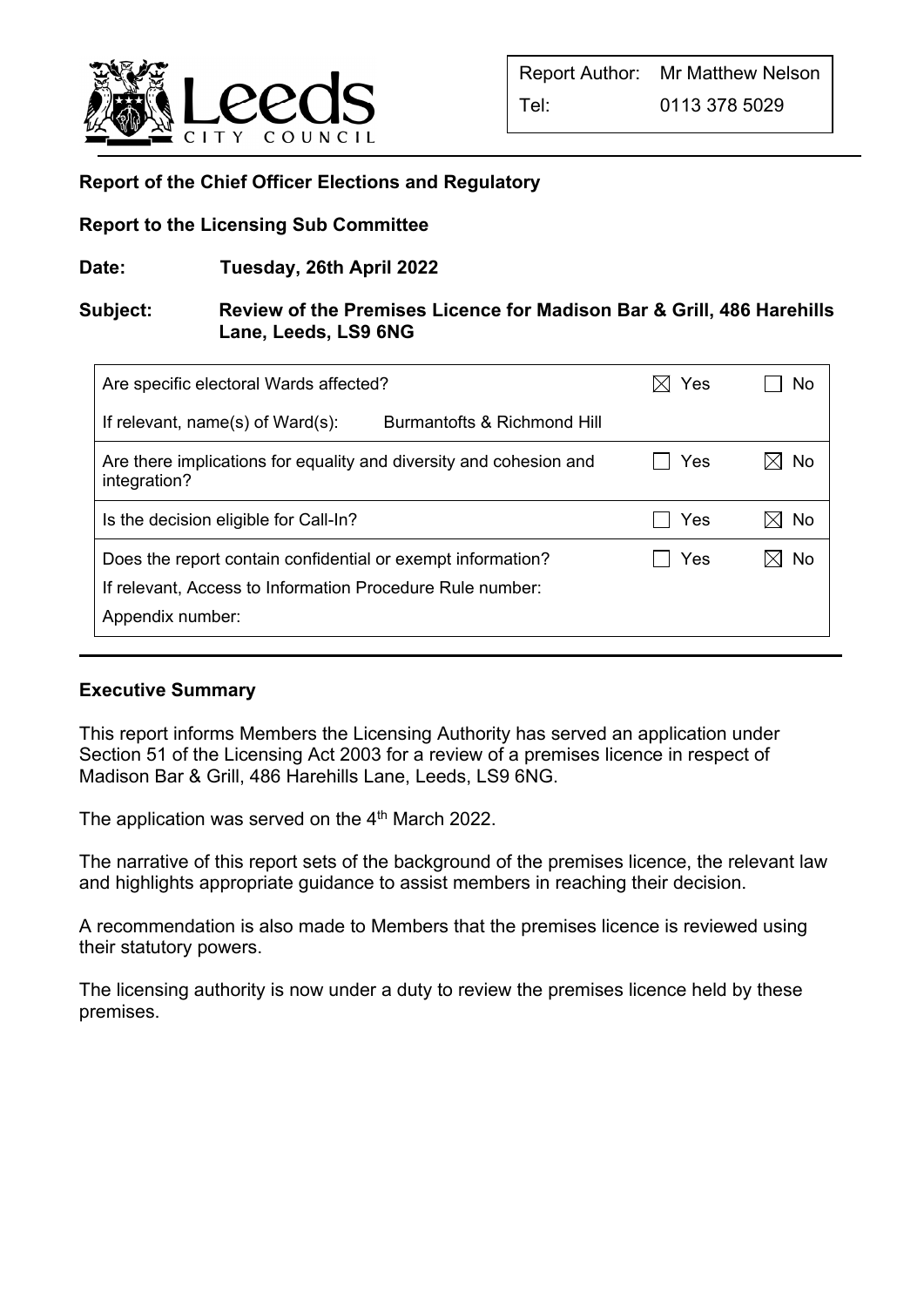| Report Author: | Mr Matthew Nelson |
|---|---|
| Tel: | 0113 378 5029 |

**Report of the Chief Officer Elections and Regulatory**

**Report to the Licensing Sub Committee**

**Date: Tuesday, 26th April 2022**

**Subject: Review of the Premises Licence for Madison Bar & Grill, 486 Harehills Lane, Leeds, LS9 6NG**

| | | |
|---|---|---|
| Are specific electoral Wards affected? | ☒ Yes | ☐ No |
| If relevant, name(s) of Ward(s): Burmantofts & Richmond Hill | | |
| Are there implications for equality and diversity and cohesion and integration? | ☐ Yes | ☒ No |
| Is the decision eligible for Call-In? | ☐ Yes | ☒ No |
| Does the report contain confidential or exempt information? | ☐ Yes | ☒ No |
| If relevant, Access to Information Procedure Rule number: | | |
| Appendix number: | | |

**Executive Summary**

This report informs Members the Licensing Authority has served an application under Section 51 of the Licensing Act 2003 for a review of a premises licence in respect of Madison Bar & Grill, 486 Harehills Lane, Leeds, LS9 6NG.

The application was served on the 4th March 2022.

The narrative of this report sets of the background of the premises licence, the relevant law and highlights appropriate guidance to assist members in reaching their decision.

A recommendation is also made to Members that the premises licence is reviewed using their statutory powers.

The licensing authority is now under a duty to review the premises licence held by these premises.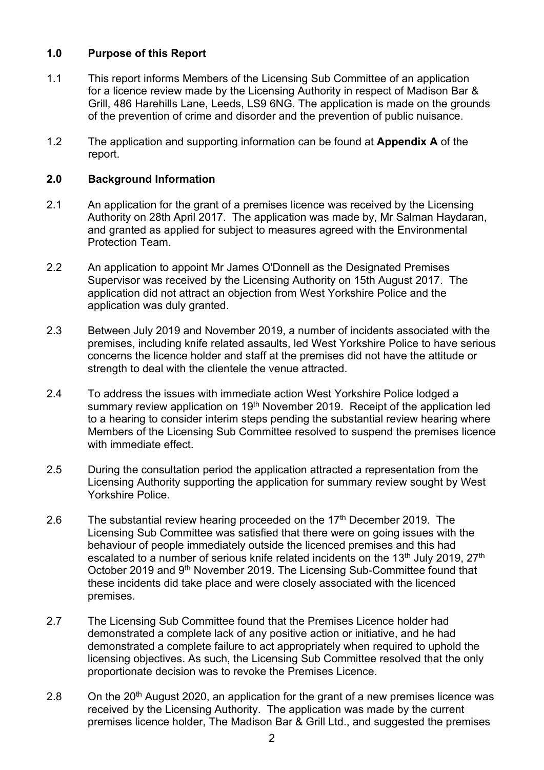## 1.0 Purpose of this Report

1.1 This report informs Members of the Licensing Sub Committee of an application for a licence review made by the Licensing Authority in respect of Madison Bar & Grill, 486 Harehills Lane, Leeds, LS9 6NG. The application is made on the grounds of the prevention of crime and disorder and the prevention of public nuisance.

1.2 The application and supporting information can be found at **Appendix A** of the report.

## 2.0 Background Information

2.1 An application for the grant of a premises licence was received by the Licensing Authority on 28th April 2017. The application was made by, Mr Salman Haydaran, and granted as applied for subject to measures agreed with the Environmental Protection Team.

2.2 An application to appoint Mr James O'Donnell as the Designated Premises Supervisor was received by the Licensing Authority on 15th August 2017. The application did not attract an objection from West Yorkshire Police and the application was duly granted.

2.3 Between July 2019 and November 2019, a number of incidents associated with the premises, including knife related assaults, led West Yorkshire Police to have serious concerns the licence holder and staff at the premises did not have the attitude or strength to deal with the clientele the venue attracted.

2.4 To address the issues with immediate action West Yorkshire Police lodged a summary review application on 19th November 2019. Receipt of the application led to a hearing to consider interim steps pending the substantial review hearing where Members of the Licensing Sub Committee resolved to suspend the premises licence with immediate effect.

2.5 During the consultation period the application attracted a representation from the Licensing Authority supporting the application for summary review sought by West Yorkshire Police.

2.6 The substantial review hearing proceeded on the 17th December 2019. The Licensing Sub Committee was satisfied that there were on going issues with the behaviour of people immediately outside the licenced premises and this had escalated to a number of serious knife related incidents on the 13th July 2019, 27th October 2019 and 9th November 2019. The Licensing Sub-Committee found that these incidents did take place and were closely associated with the licenced premises.

2.7 The Licensing Sub Committee found that the Premises Licence holder had demonstrated a complete lack of any positive action or initiative, and he had demonstrated a complete failure to act appropriately when required to uphold the licensing objectives. As such, the Licensing Sub Committee resolved that the only proportionate decision was to revoke the Premises Licence.

2.8 On the 20th August 2020, an application for the grant of a new premises licence was received by the Licensing Authority. The application was made by the current premises licence holder, The Madison Bar & Grill Ltd., and suggested the premises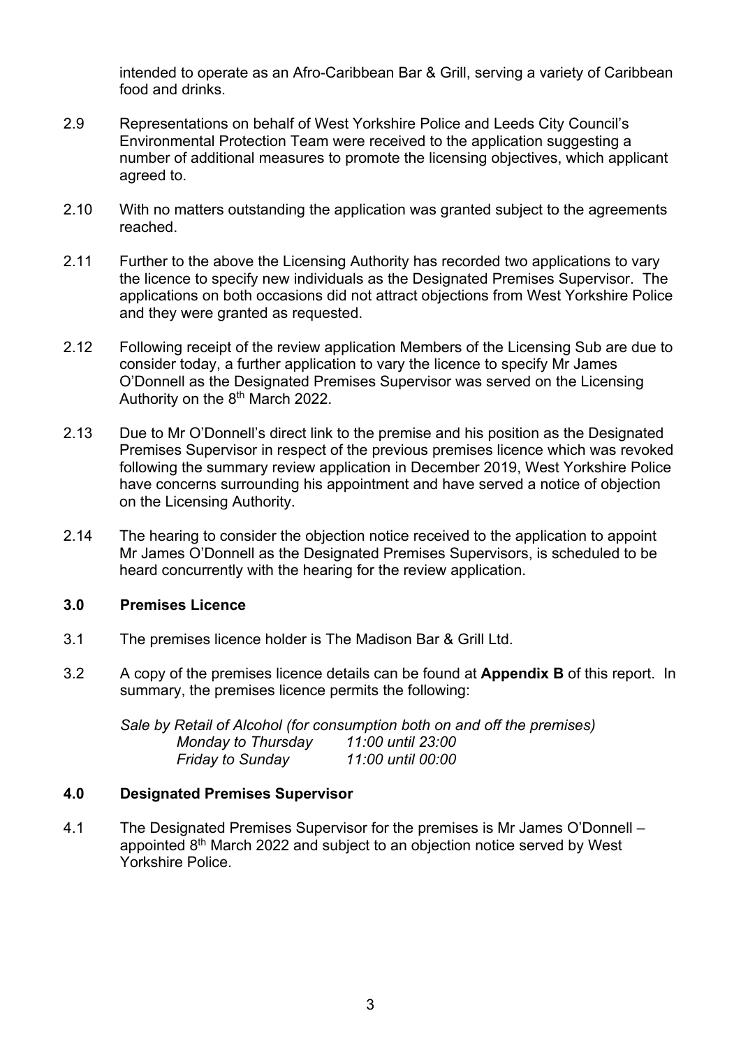intended to operate as an Afro-Caribbean Bar & Grill, serving a variety of Caribbean food and drinks.

2.9 Representations on behalf of West Yorkshire Police and Leeds City Council's Environmental Protection Team were received to the application suggesting a number of additional measures to promote the licensing objectives, which applicant agreed to.

2.10 With no matters outstanding the application was granted subject to the agreements reached.

2.11 Further to the above the Licensing Authority has recorded two applications to vary the licence to specify new individuals as the Designated Premises Supervisor. The applications on both occasions did not attract objections from West Yorkshire Police and they were granted as requested.

2.12 Following receipt of the review application Members of the Licensing Sub are due to consider today, a further application to vary the licence to specify Mr James O'Donnell as the Designated Premises Supervisor was served on the Licensing Authority on the 8th March 2022.

2.13 Due to Mr O'Donnell's direct link to the premise and his position as the Designated Premises Supervisor in respect of the previous premises licence which was revoked following the summary review application in December 2019, West Yorkshire Police have concerns surrounding his appointment and have served a notice of objection on the Licensing Authority.

2.14 The hearing to consider the objection notice received to the application to appoint Mr James O'Donnell as the Designated Premises Supervisors, is scheduled to be heard concurrently with the hearing for the review application.

## 3.0 Premises Licence

3.1 The premises licence holder is The Madison Bar & Grill Ltd.

3.2 A copy of the premises licence details can be found at **Appendix B** of this report. In summary, the premises licence permits the following:

*Sale by Retail of Alcohol (for consumption both on and off the premises)*

| | |
|---|---|
| *Monday to Thursday* | *11:00 until 23:00* |
| *Friday to Sunday* | *11:00 until 00:00* |

## 4.0 Designated Premises Supervisor

4.1 The Designated Premises Supervisor for the premises is Mr James O'Donnell – appointed 8th March 2022 and subject to an objection notice served by West Yorkshire Police.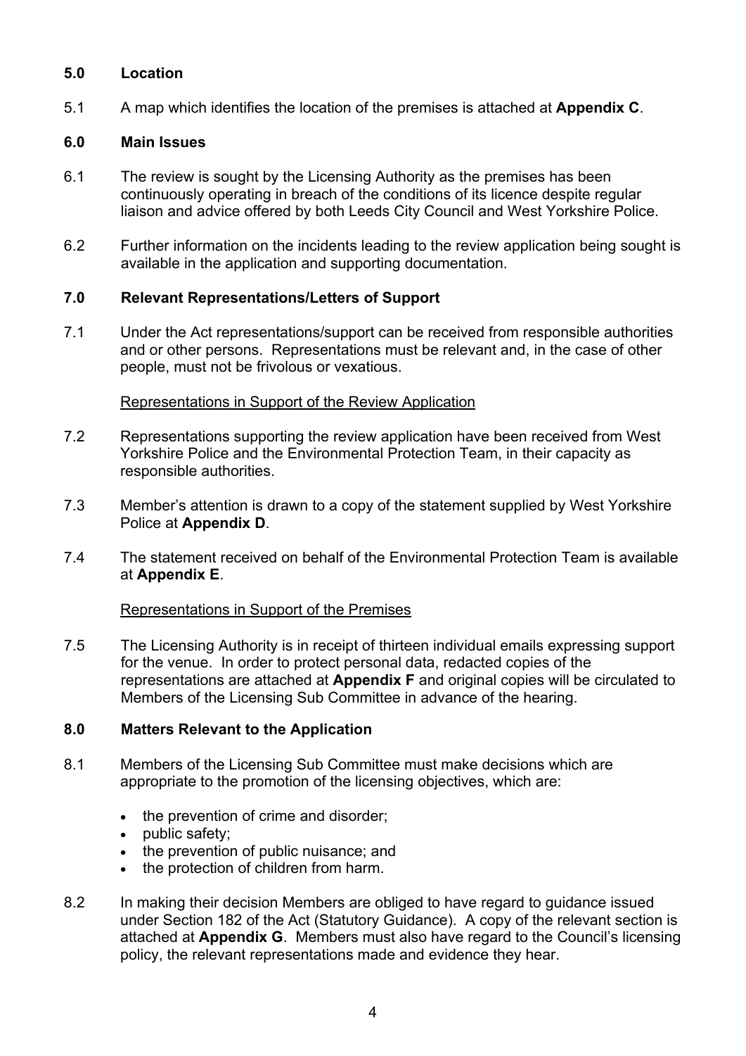## 5.0 Location

5.1 A map which identifies the location of the premises is attached at **Appendix C**.

## 6.0 Main Issues

6.1 The review is sought by the Licensing Authority as the premises has been continuously operating in breach of the conditions of its licence despite regular liaison and advice offered by both Leeds City Council and West Yorkshire Police.

6.2 Further information on the incidents leading to the review application being sought is available in the application and supporting documentation.

## 7.0 Relevant Representations/Letters of Support

7.1 Under the Act representations/support can be received from responsible authorities and or other persons. Representations must be relevant and, in the case of other people, must not be frivolous or vexatious.

Representations in Support of the Review Application

7.2 Representations supporting the review application have been received from West Yorkshire Police and the Environmental Protection Team, in their capacity as responsible authorities.

7.3 Member's attention is drawn to a copy of the statement supplied by West Yorkshire Police at **Appendix D**.

7.4 The statement received on behalf of the Environmental Protection Team is available at **Appendix E**.

Representations in Support of the Premises

7.5 The Licensing Authority is in receipt of thirteen individual emails expressing support for the venue. In order to protect personal data, redacted copies of the representations are attached at **Appendix F** and original copies will be circulated to Members of the Licensing Sub Committee in advance of the hearing.

## 8.0 Matters Relevant to the Application

8.1 Members of the Licensing Sub Committee must make decisions which are appropriate to the promotion of the licensing objectives, which are:

- the prevention of crime and disorder;
- public safety;
- the prevention of public nuisance; and
- the protection of children from harm.

8.2 In making their decision Members are obliged to have regard to guidance issued under Section 182 of the Act (Statutory Guidance). A copy of the relevant section is attached at **Appendix G**. Members must also have regard to the Council's licensing policy, the relevant representations made and evidence they hear.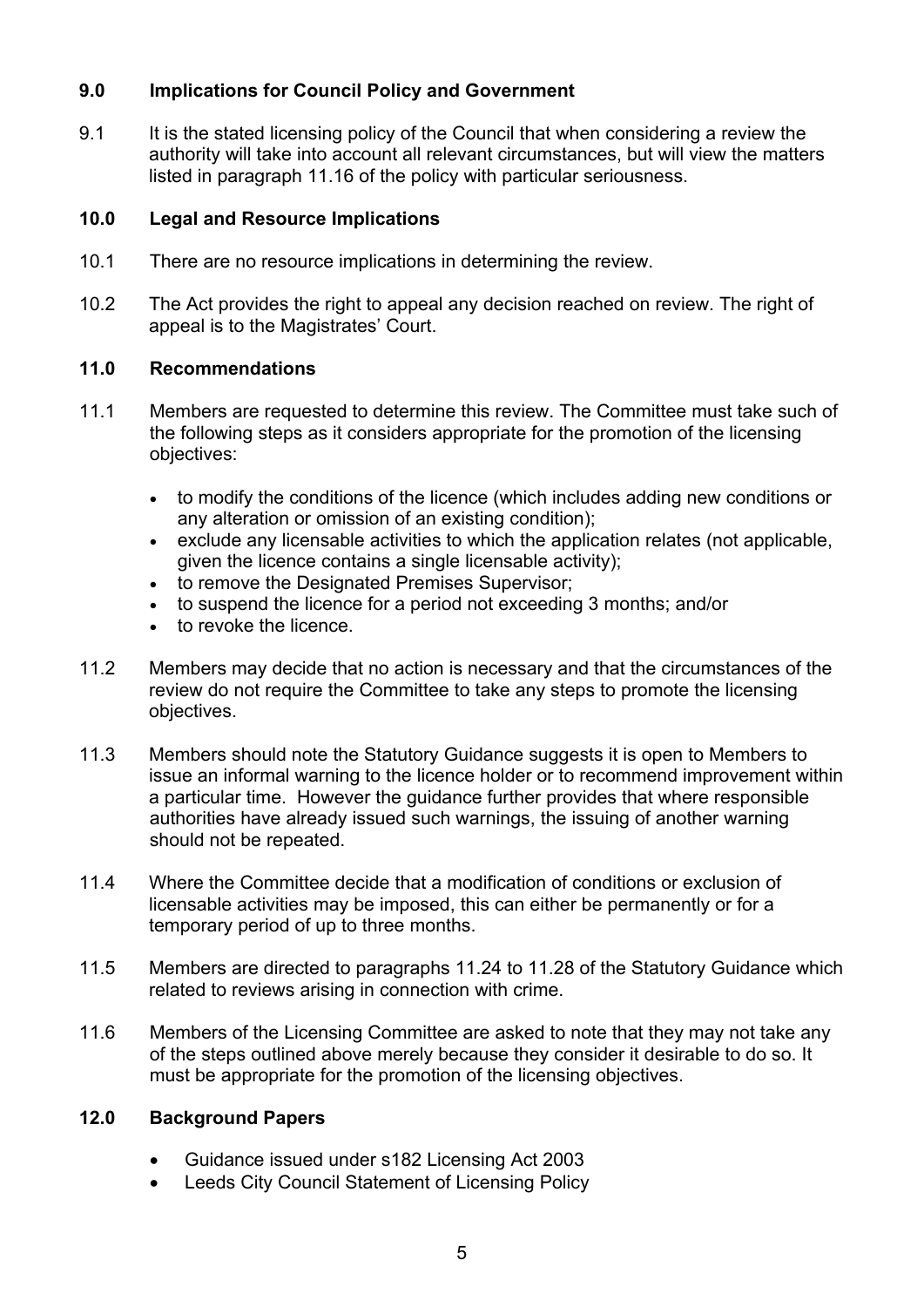## 9.0 Implications for Council Policy and Government

9.1 It is the stated licensing policy of the Council that when considering a review the authority will take into account all relevant circumstances, but will view the matters listed in paragraph 11.16 of the policy with particular seriousness.

## 10.0 Legal and Resource Implications

10.1 There are no resource implications in determining the review.

10.2 The Act provides the right to appeal any decision reached on review. The right of appeal is to the Magistrates' Court.

## 11.0 Recommendations

11.1 Members are requested to determine this review. The Committee must take such of the following steps as it considers appropriate for the promotion of the licensing objectives:

- to modify the conditions of the licence (which includes adding new conditions or any alteration or omission of an existing condition);
- exclude any licensable activities to which the application relates (not applicable, given the licence contains a single licensable activity);
- to remove the Designated Premises Supervisor;
- to suspend the licence for a period not exceeding 3 months; and/or
- to revoke the licence.

11.2 Members may decide that no action is necessary and that the circumstances of the review do not require the Committee to take any steps to promote the licensing objectives.

11.3 Members should note the Statutory Guidance suggests it is open to Members to issue an informal warning to the licence holder or to recommend improvement within a particular time. However the guidance further provides that where responsible authorities have already issued such warnings, the issuing of another warning should not be repeated.

11.4 Where the Committee decide that a modification of conditions or exclusion of licensable activities may be imposed, this can either be permanently or for a temporary period of up to three months.

11.5 Members are directed to paragraphs 11.24 to 11.28 of the Statutory Guidance which related to reviews arising in connection with crime.

11.6 Members of the Licensing Committee are asked to note that they may not take any of the steps outlined above merely because they consider it desirable to do so. It must be appropriate for the promotion of the licensing objectives.

## 12.0 Background Papers

- Guidance issued under s182 Licensing Act 2003
- Leeds City Council Statement of Licensing Policy